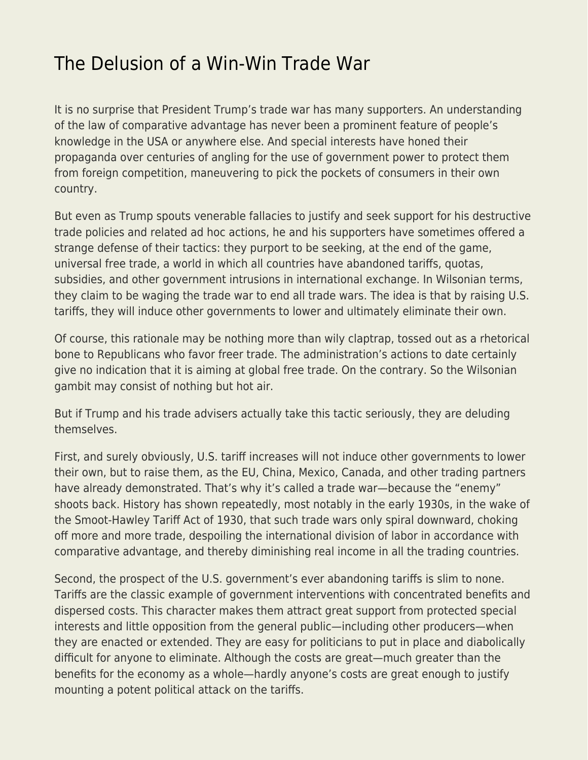# The Delusion of a Win-Win Trade War

It is no surprise that President Trump's trade war has many supporters. An understanding of the law of comparative advantage has never been a prominent feature of people's knowledge in the USA or anywhere else. And special interests have honed their propaganda over centuries of angling for the use of government power to protect them from foreign competition, maneuvering to pick the pockets of consumers in their own country.

But even as Trump spouts venerable fallacies to justify and seek support for his destructive trade policies and related ad hoc actions, he and his supporters have sometimes offered a strange defense of their tactics: they purport to be seeking, at the end of the game, universal free trade, a world in which all countries have abandoned tariffs, quotas, subsidies, and other government intrusions in international exchange. In Wilsonian terms, they claim to be waging the trade war to end all trade wars. The idea is that by raising U.S. tariffs, they will induce other governments to lower and ultimately eliminate their own.

Of course, this rationale may be nothing more than wily claptrap, tossed out as a rhetorical bone to Republicans who favor freer trade. The administration's actions to date certainly give no indication that it is aiming at global free trade. On the contrary. So the Wilsonian gambit may consist of nothing but hot air.

But if Trump and his trade advisers actually take this tactic seriously, they are deluding themselves.

First, and surely obviously, U.S. tariff increases will not induce other governments to lower their own, but to raise them, as the EU, China, Mexico, Canada, and other trading partners have already demonstrated. That's why it's called a trade war—because the "enemy" shoots back. History has shown repeatedly, most notably in the early 1930s, in the wake of the Smoot-Hawley Tariff Act of 1930, that such trade wars only spiral downward, choking off more and more trade, despoiling the international division of labor in accordance with comparative advantage, and thereby diminishing real income in all the trading countries.

Second, the prospect of the U.S. government's ever abandoning tariffs is slim to none. Tariffs are the classic example of government interventions with concentrated benefits and dispersed costs. This character makes them attract great support from protected special interests and little opposition from the general public—including other producers—when they are enacted or extended. They are easy for politicians to put in place and diabolically difficult for anyone to eliminate. Although the costs are great—much greater than the benefits for the economy as a whole—hardly anyone's costs are great enough to justify mounting a potent political attack on the tariffs.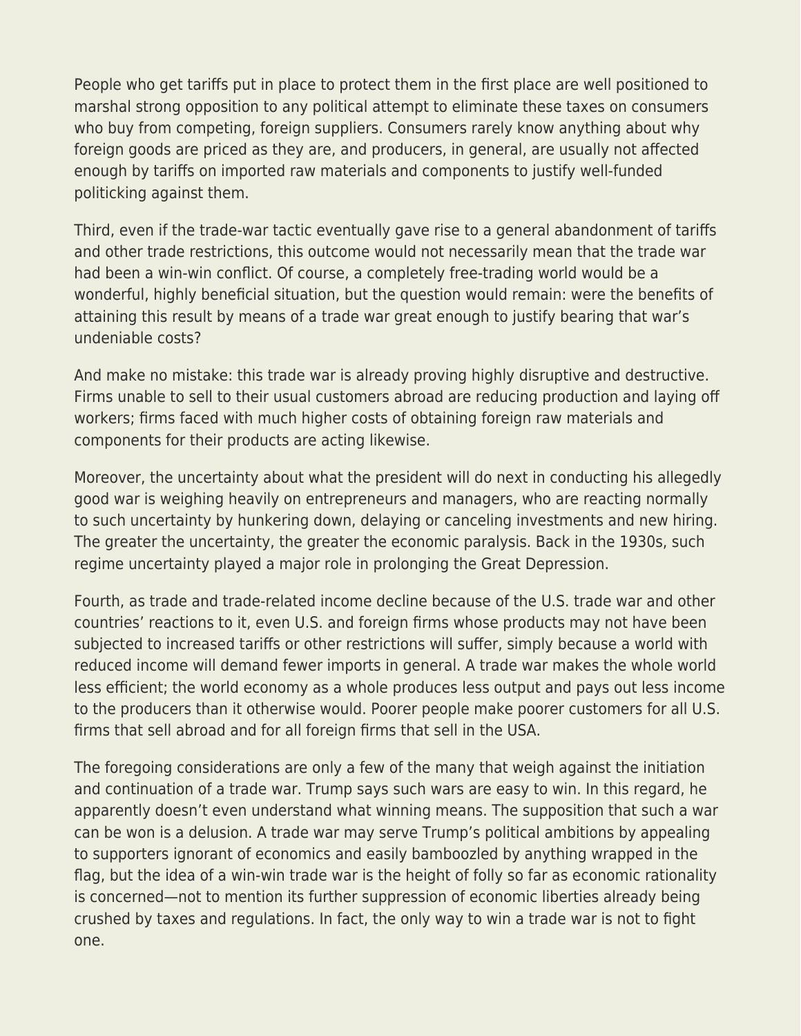People who get tariffs put in place to protect them in the first place are well positioned to marshal strong opposition to any political attempt to eliminate these taxes on consumers who buy from competing, foreign suppliers. Consumers rarely know anything about why foreign goods are priced as they are, and producers, in general, are usually not affected enough by tariffs on imported raw materials and components to justify well-funded politicking against them.

Third, even if the trade-war tactic eventually gave rise to a general abandonment of tariffs and other trade restrictions, this outcome would not necessarily mean that the trade war had been a win-win conflict. Of course, a completely free-trading world would be a wonderful, highly beneficial situation, but the question would remain: were the benefits of attaining this result by means of a trade war great enough to justify bearing that war's undeniable costs?

And make no mistake: this trade war is already proving highly disruptive and destructive. Firms unable to sell to their usual customers abroad are reducing production and laying off workers; firms faced with much higher costs of obtaining foreign raw materials and components for their products are acting likewise.

Moreover, the uncertainty about what the president will do next in conducting his allegedly good war is weighing heavily on entrepreneurs and managers, who are reacting normally to such uncertainty by hunkering down, delaying or canceling investments and new hiring. The greater the uncertainty, the greater the economic paralysis. Back in the 1930s, such regime uncertainty played a major role in prolonging the Great Depression.

Fourth, as trade and trade-related income decline because of the U.S. trade war and other countries' reactions to it, even U.S. and foreign firms whose products may not have been subjected to increased tariffs or other restrictions will suffer, simply because a world with reduced income will demand fewer imports in general. A trade war makes the whole world less efficient; the world economy as a whole produces less output and pays out less income to the producers than it otherwise would. Poorer people make poorer customers for all U.S. firms that sell abroad and for all foreign firms that sell in the USA.

The foregoing considerations are only a few of the many that weigh against the initiation and continuation of a trade war. Trump says such wars are easy to win. In this regard, he apparently doesn't even understand what winning means. The supposition that such a war can be won is a delusion. A trade war may serve Trump's political ambitions by appealing to supporters ignorant of economics and easily bamboozled by anything wrapped in the flag, but the idea of a win-win trade war is the height of folly so far as economic rationality is concerned—not to mention its further suppression of economic liberties already being crushed by taxes and regulations. In fact, the only way to win a trade war is not to fight one.